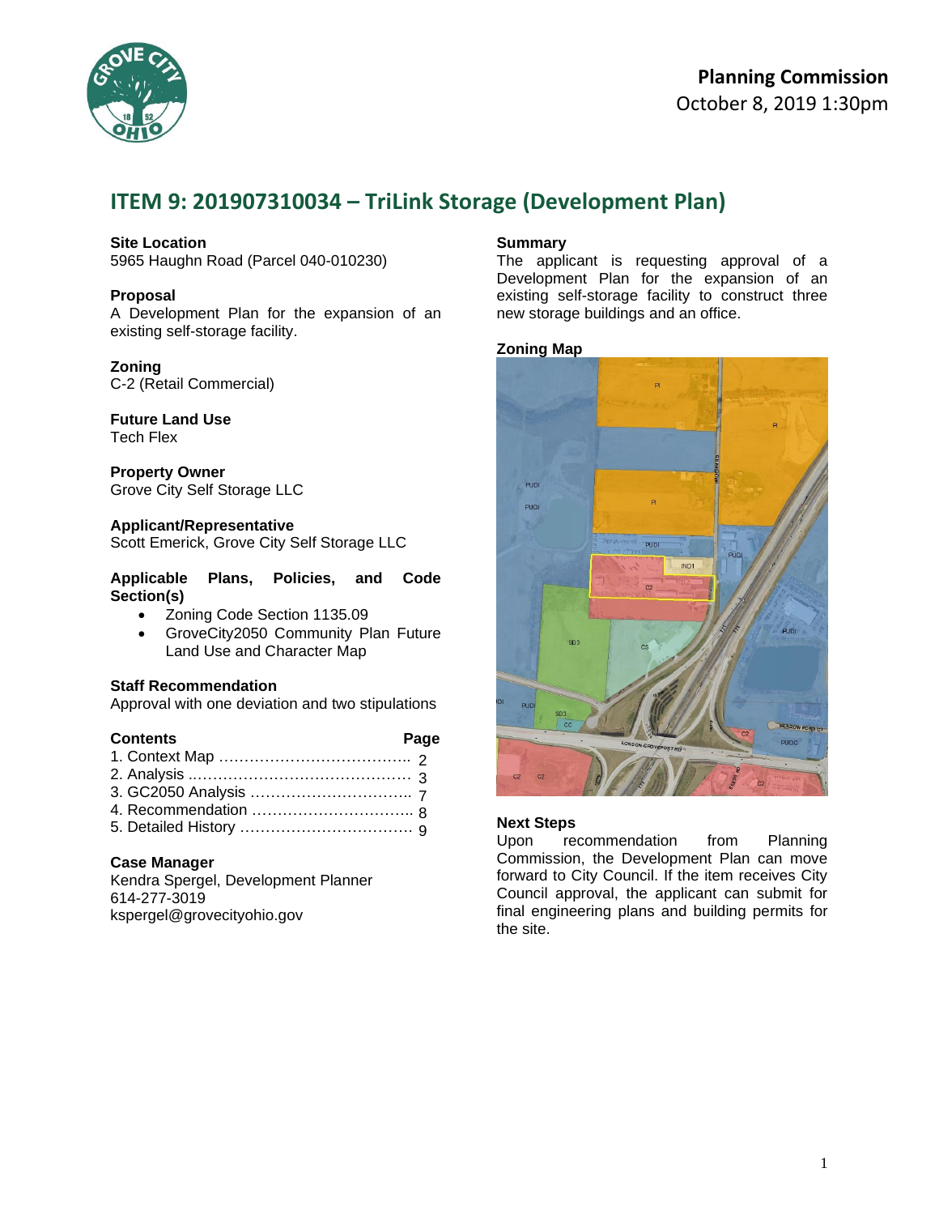Planning Commission
October 8, 2019 1:30pm

# ITEM 9: 201907310034 – TriLink Storage (Development Plan)

**Site Location**
5965 Haughn Road (Parcel 040-010230)

**Proposal**
A Development Plan for the expansion of an existing self-storage facility.

**Zoning**
C-2 (Retail Commercial)

**Future Land Use**
Tech Flex

**Property Owner**
Grove City Self Storage LLC

**Applicant/Representative**
Scott Emerick, Grove City Self Storage LLC

**Applicable Plans, Policies, and Code Section(s)**

- Zoning Code Section 1135.09
- GroveCity2050 Community Plan Future Land Use and Character Map

**Staff Recommendation**
Approval with one deviation and two stipulations

| Contents | Page |
|---|---|
| 1. Context Map | 2 |
| 2. Analysis | 3 |
| 3. GC2050 Analysis | 7 |
| 4. Recommendation | 8 |
| 5. Detailed History | 9 |

**Case Manager**
Kendra Spergel, Development Planner
614-277-3019
kspergel@grovecityohio.gov

**Summary**
The applicant is requesting approval of a Development Plan for the expansion of an existing self-storage facility to construct three new storage buildings and an office.

**Zoning Map**

**Next Steps**
Upon recommendation from Planning Commission, the Development Plan can move forward to City Council. If the item receives City Council approval, the applicant can submit for final engineering plans and building permits for the site.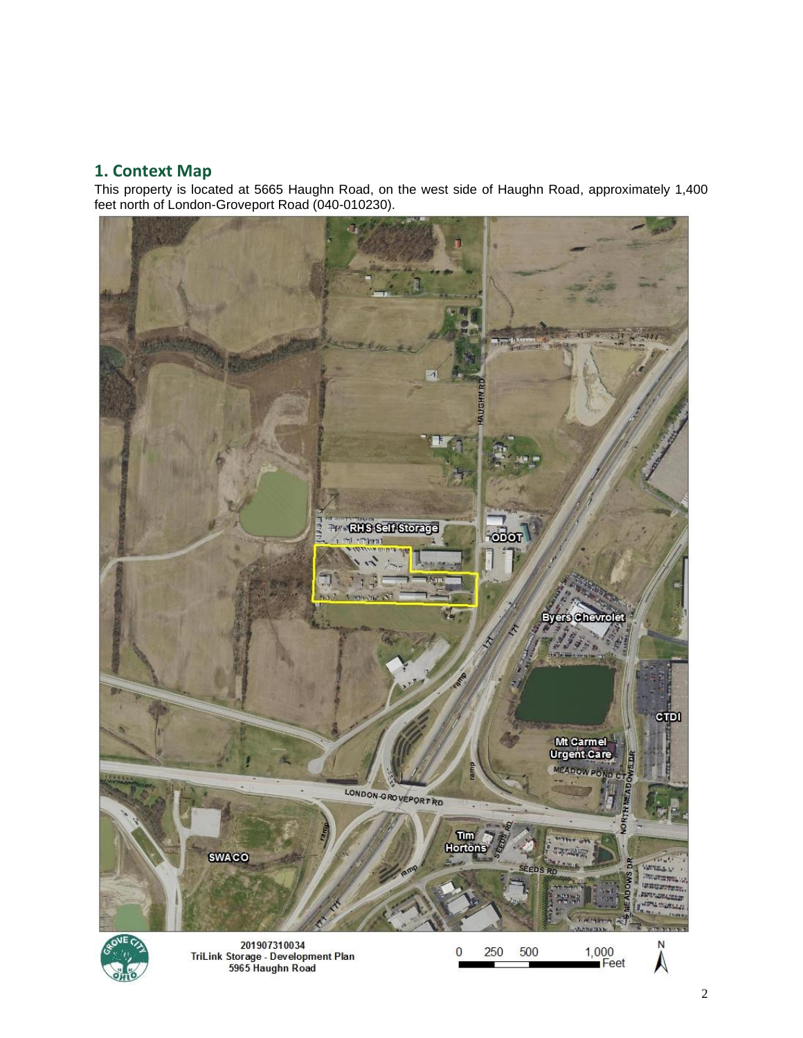## 1. Context Map

This property is located at 5665 Haughn Road, on the west side of Haughn Road, approximately 1,400 feet north of London-Groveport Road (040-010230).

201907310034
TriLink Storage - Development Plan
5965 Haughn Road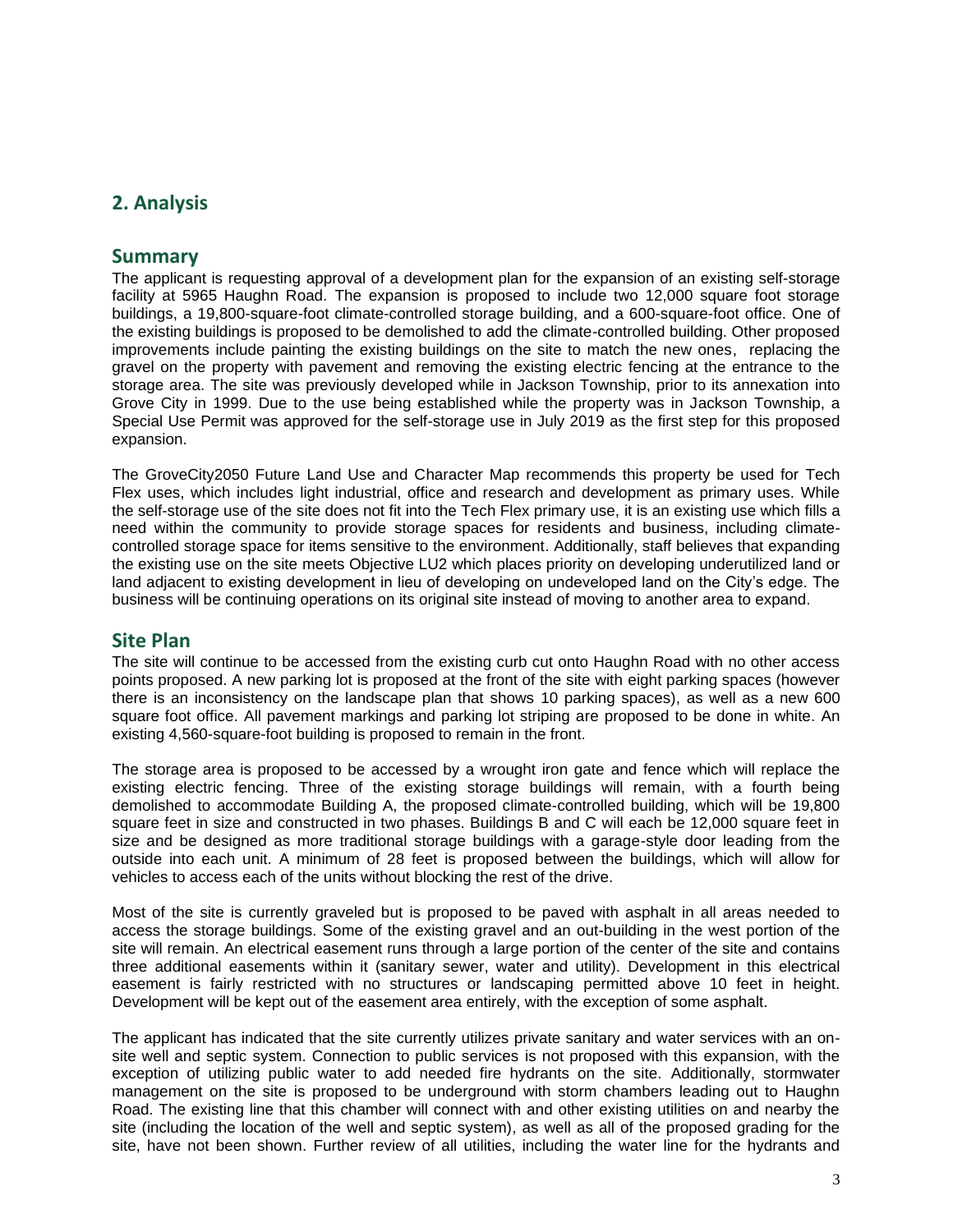## 2. Analysis

### Summary

The applicant is requesting approval of a development plan for the expansion of an existing self-storage facility at 5965 Haughn Road. The expansion is proposed to include two 12,000 square foot storage buildings, a 19,800-square-foot climate-controlled storage building, and a 600-square-foot office. One of the existing buildings is proposed to be demolished to add the climate-controlled building. Other proposed improvements include painting the existing buildings on the site to match the new ones, replacing the gravel on the property with pavement and removing the existing electric fencing at the entrance to the storage area. The site was previously developed while in Jackson Township, prior to its annexation into Grove City in 1999. Due to the use being established while the property was in Jackson Township, a Special Use Permit was approved for the self-storage use in July 2019 as the first step for this proposed expansion.

The GroveCity2050 Future Land Use and Character Map recommends this property be used for Tech Flex uses, which includes light industrial, office and research and development as primary uses. While the self-storage use of the site does not fit into the Tech Flex primary use, it is an existing use which fills a need within the community to provide storage spaces for residents and business, including climate-controlled storage space for items sensitive to the environment. Additionally, staff believes that expanding the existing use on the site meets Objective LU2 which places priority on developing underutilized land or land adjacent to existing development in lieu of developing on undeveloped land on the City's edge. The business will be continuing operations on its original site instead of moving to another area to expand.

### Site Plan

The site will continue to be accessed from the existing curb cut onto Haughn Road with no other access points proposed. A new parking lot is proposed at the front of the site with eight parking spaces (however there is an inconsistency on the landscape plan that shows 10 parking spaces), as well as a new 600 square foot office. All pavement markings and parking lot striping are proposed to be done in white. An existing 4,560-square-foot building is proposed to remain in the front.

The storage area is proposed to be accessed by a wrought iron gate and fence which will replace the existing electric fencing. Three of the existing storage buildings will remain, with a fourth being demolished to accommodate Building A, the proposed climate-controlled building, which will be 19,800 square feet in size and constructed in two phases. Buildings B and C will each be 12,000 square feet in size and be designed as more traditional storage buildings with a garage-style door leading from the outside into each unit. A minimum of 28 feet is proposed between the buildings, which will allow for vehicles to access each of the units without blocking the rest of the drive.

Most of the site is currently graveled but is proposed to be paved with asphalt in all areas needed to access the storage buildings. Some of the existing gravel and an out-building in the west portion of the site will remain. An electrical easement runs through a large portion of the center of the site and contains three additional easements within it (sanitary sewer, water and utility). Development in this electrical easement is fairly restricted with no structures or landscaping permitted above 10 feet in height. Development will be kept out of the easement area entirely, with the exception of some asphalt.

The applicant has indicated that the site currently utilizes private sanitary and water services with an on-site well and septic system. Connection to public services is not proposed with this expansion, with the exception of utilizing public water to add needed fire hydrants on the site. Additionally, stormwater management on the site is proposed to be underground with storm chambers leading out to Haughn Road. The existing line that this chamber will connect with and other existing utilities on and nearby the site (including the location of the well and septic system), as well as all of the proposed grading for the site, have not been shown. Further review of all utilities, including the water line for the hydrants and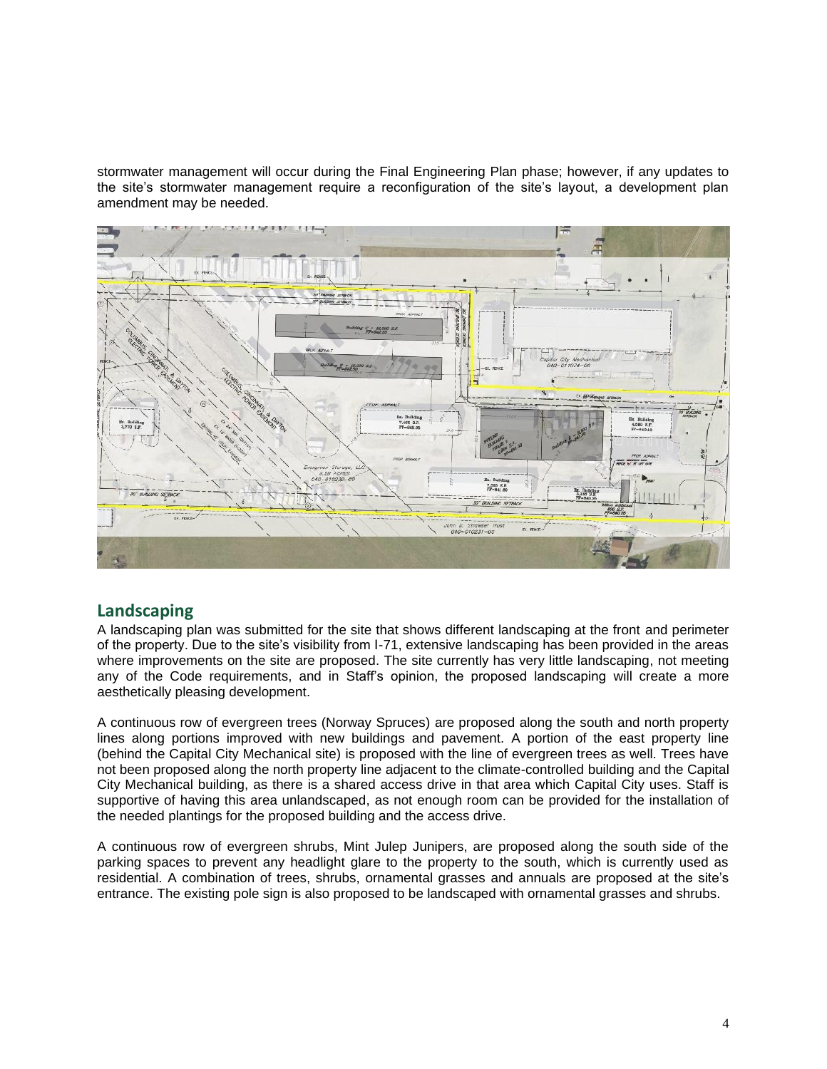stormwater management will occur during the Final Engineering Plan phase; however, if any updates to the site's stormwater management require a reconfiguration of the site's layout, a development plan amendment may be needed.

## Landscaping

A landscaping plan was submitted for the site that shows different landscaping at the front and perimeter of the property. Due to the site's visibility from I-71, extensive landscaping has been provided in the areas where improvements on the site are proposed. The site currently has very little landscaping, not meeting any of the Code requirements, and in Staff's opinion, the proposed landscaping will create a more aesthetically pleasing development.

A continuous row of evergreen trees (Norway Spruces) are proposed along the south and north property lines along portions improved with new buildings and pavement. A portion of the east property line (behind the Capital City Mechanical site) is proposed with the line of evergreen trees as well. Trees have not been proposed along the north property line adjacent to the climate-controlled building and the Capital City Mechanical building, as there is a shared access drive in that area which Capital City uses. Staff is supportive of having this area unlandscaped, as not enough room can be provided for the installation of the needed plantings for the proposed building and the access drive.

A continuous row of evergreen shrubs, Mint Julep Junipers, are proposed along the south side of the parking spaces to prevent any headlight glare to the property to the south, which is currently used as residential. A combination of trees, shrubs, ornamental grasses and annuals are proposed at the site's entrance. The existing pole sign is also proposed to be landscaped with ornamental grasses and shrubs.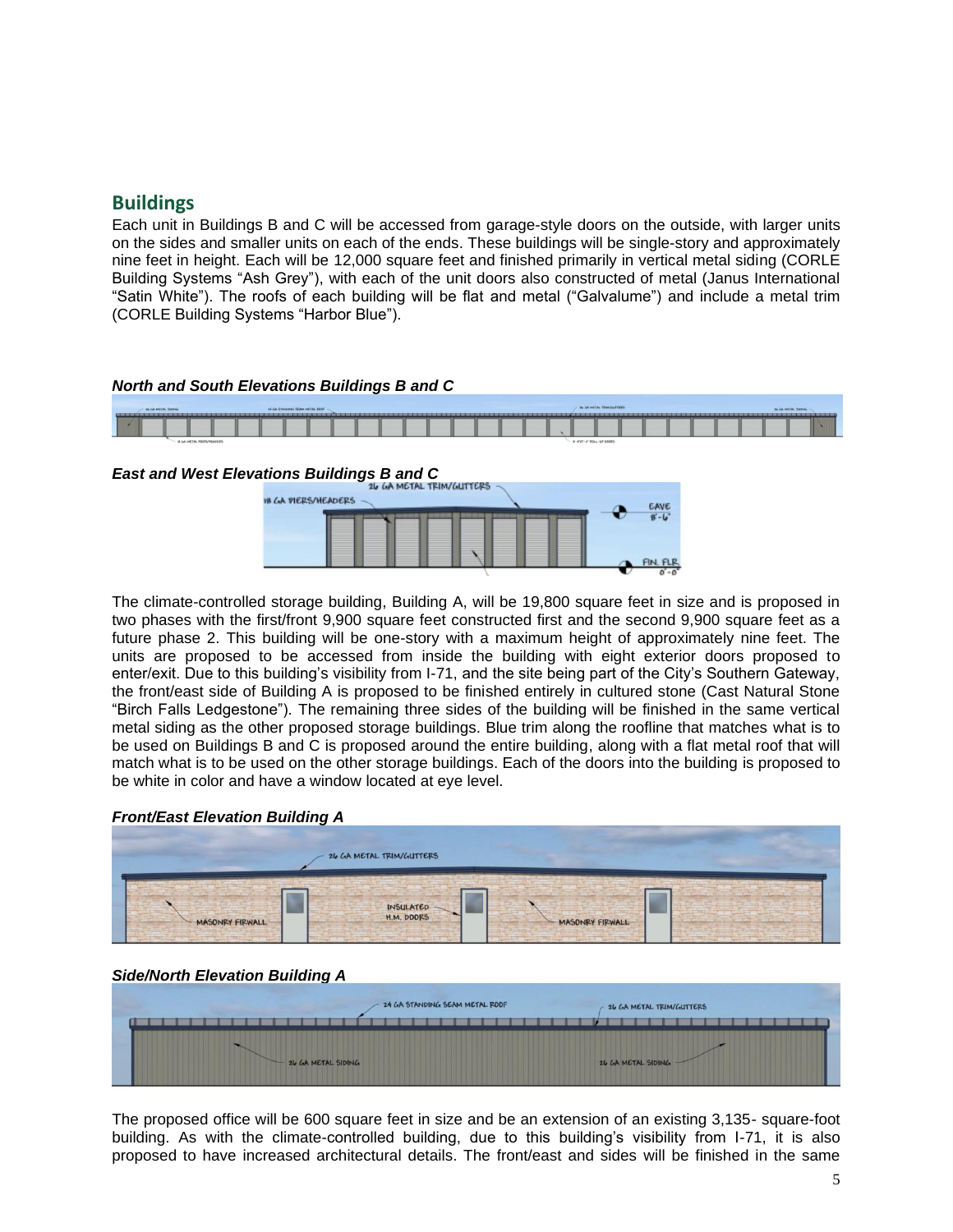## Buildings

Each unit in Buildings B and C will be accessed from garage-style doors on the outside, with larger units on the sides and smaller units on each of the ends. These buildings will be single-story and approximately nine feet in height. Each will be 12,000 square feet and finished primarily in vertical metal siding (CORLE Building Systems "Ash Grey"), with each of the unit doors also constructed of metal (Janus International "Satin White"). The roofs of each building will be flat and metal ("Galvalume") and include a metal trim (CORLE Building Systems "Harbor Blue").

***North and South Elevations Buildings B and C***

***East and West Elevations Buildings B and C***

The climate-controlled storage building, Building A, will be 19,800 square feet in size and is proposed in two phases with the first/front 9,900 square feet constructed first and the second 9,900 square feet as a future phase 2. This building will be one-story with a maximum height of approximately nine feet. The units are proposed to be accessed from inside the building with eight exterior doors proposed to enter/exit. Due to this building's visibility from I-71, and the site being part of the City's Southern Gateway, the front/east side of Building A is proposed to be finished entirely in cultured stone (Cast Natural Stone "Birch Falls Ledgestone"). The remaining three sides of the building will be finished in the same vertical metal siding as the other proposed storage buildings. Blue trim along the roofline that matches what is to be used on Buildings B and C is proposed around the entire building, along with a flat metal roof that will match what is to be used on the other storage buildings. Each of the doors into the building is proposed to be white in color and have a window located at eye level.

***Front/East Elevation Building A***

***Side/North Elevation Building A***

The proposed office will be 600 square feet in size and be an extension of an existing 3,135- square-foot building. As with the climate-controlled building, due to this building's visibility from I-71, it is also proposed to have increased architectural details. The front/east and sides will be finished in the same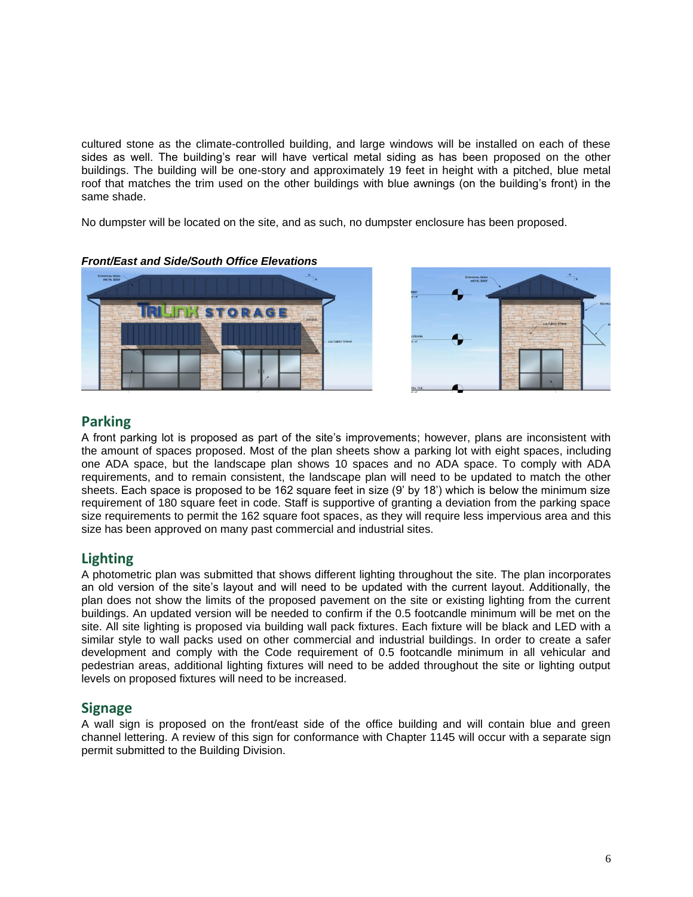cultured stone as the climate-controlled building, and large windows will be installed on each of these sides as well. The building's rear will have vertical metal siding as has been proposed on the other buildings. The building will be one-story and approximately 19 feet in height with a pitched, blue metal roof that matches the trim used on the other buildings with blue awnings (on the building's front) in the same shade.

No dumpster will be located on the site, and as such, no dumpster enclosure has been proposed.

***Front/East and Side/South Office Elevations***

## Parking

A front parking lot is proposed as part of the site's improvements; however, plans are inconsistent with the amount of spaces proposed. Most of the plan sheets show a parking lot with eight spaces, including one ADA space, but the landscape plan shows 10 spaces and no ADA space. To comply with ADA requirements, and to remain consistent, the landscape plan will need to be updated to match the other sheets. Each space is proposed to be 162 square feet in size (9' by 18') which is below the minimum size requirement of 180 square feet in code. Staff is supportive of granting a deviation from the parking space size requirements to permit the 162 square foot spaces, as they will require less impervious area and this size has been approved on many past commercial and industrial sites.

## Lighting

A photometric plan was submitted that shows different lighting throughout the site. The plan incorporates an old version of the site's layout and will need to be updated with the current layout. Additionally, the plan does not show the limits of the proposed pavement on the site or existing lighting from the current buildings. An updated version will be needed to confirm if the 0.5 footcandle minimum will be met on the site. All site lighting is proposed via building wall pack fixtures. Each fixture will be black and LED with a similar style to wall packs used on other commercial and industrial buildings. In order to create a safer development and comply with the Code requirement of 0.5 footcandle minimum in all vehicular and pedestrian areas, additional lighting fixtures will need to be added throughout the site or lighting output levels on proposed fixtures will need to be increased.

## Signage

A wall sign is proposed on the front/east side of the office building and will contain blue and green channel lettering. A review of this sign for conformance with Chapter 1145 will occur with a separate sign permit submitted to the Building Division.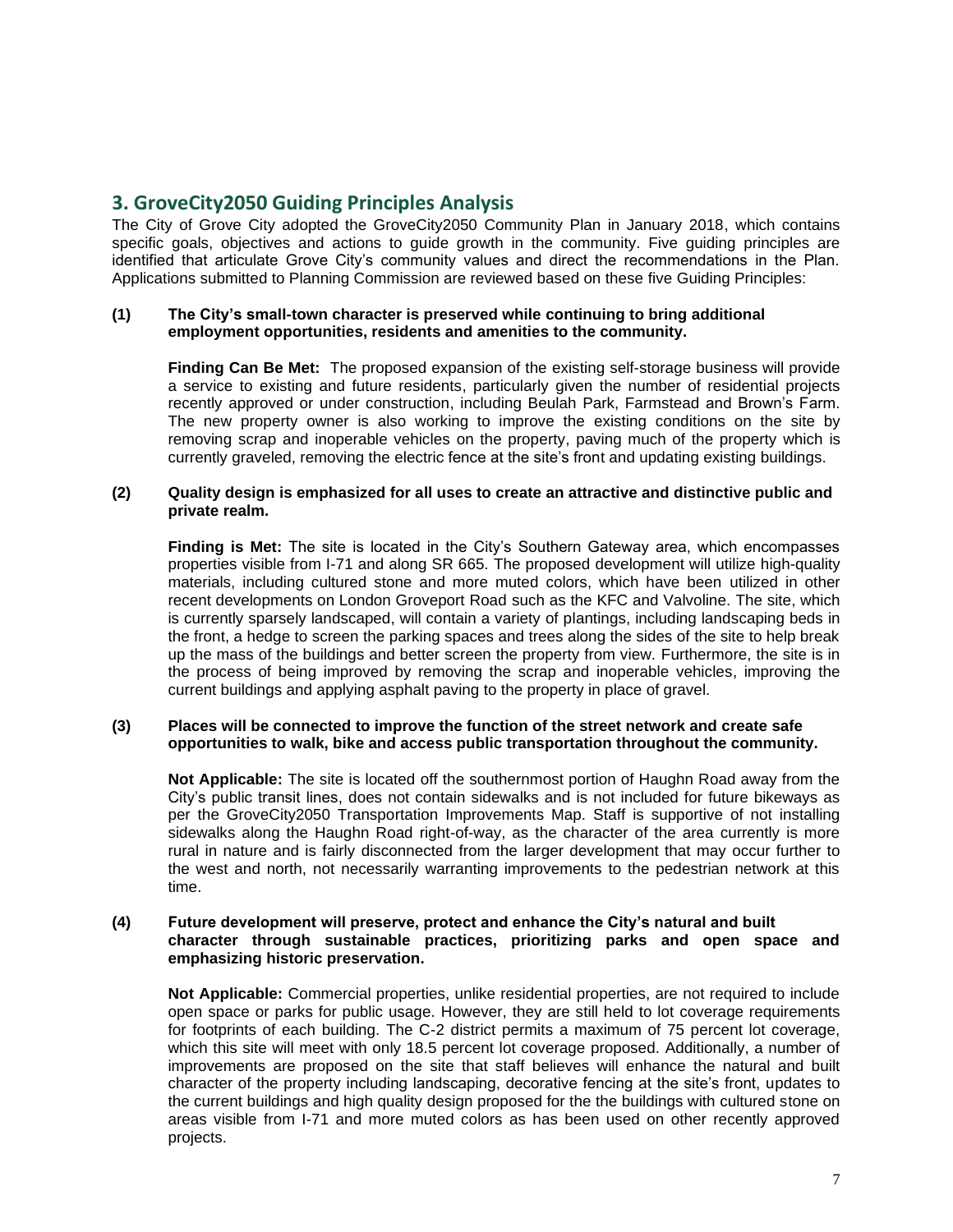## 3. GroveCity2050 Guiding Principles Analysis

The City of Grove City adopted the GroveCity2050 Community Plan in January 2018, which contains specific goals, objectives and actions to guide growth in the community. Five guiding principles are identified that articulate Grove City's community values and direct the recommendations in the Plan. Applications submitted to Planning Commission are reviewed based on these five Guiding Principles:

**(1) The City's small-town character is preserved while continuing to bring additional employment opportunities, residents and amenities to the community.**

**Finding Can Be Met:** The proposed expansion of the existing self-storage business will provide a service to existing and future residents, particularly given the number of residential projects recently approved or under construction, including Beulah Park, Farmstead and Brown's Farm. The new property owner is also working to improve the existing conditions on the site by removing scrap and inoperable vehicles on the property, paving much of the property which is currently graveled, removing the electric fence at the site's front and updating existing buildings.

**(2) Quality design is emphasized for all uses to create an attractive and distinctive public and private realm.**

**Finding is Met:** The site is located in the City's Southern Gateway area, which encompasses properties visible from I-71 and along SR 665. The proposed development will utilize high-quality materials, including cultured stone and more muted colors, which have been utilized in other recent developments on London Groveport Road such as the KFC and Valvoline. The site, which is currently sparsely landscaped, will contain a variety of plantings, including landscaping beds in the front, a hedge to screen the parking spaces and trees along the sides of the site to help break up the mass of the buildings and better screen the property from view. Furthermore, the site is in the process of being improved by removing the scrap and inoperable vehicles, improving the current buildings and applying asphalt paving to the property in place of gravel.

**(3) Places will be connected to improve the function of the street network and create safe opportunities to walk, bike and access public transportation throughout the community.**

**Not Applicable:** The site is located off the southernmost portion of Haughn Road away from the City's public transit lines, does not contain sidewalks and is not included for future bikeways as per the GroveCity2050 Transportation Improvements Map. Staff is supportive of not installing sidewalks along the Haughn Road right-of-way, as the character of the area currently is more rural in nature and is fairly disconnected from the larger development that may occur further to the west and north, not necessarily warranting improvements to the pedestrian network at this time.

**(4) Future development will preserve, protect and enhance the City's natural and built character through sustainable practices, prioritizing parks and open space and emphasizing historic preservation.**

**Not Applicable:** Commercial properties, unlike residential properties, are not required to include open space or parks for public usage. However, they are still held to lot coverage requirements for footprints of each building. The C-2 district permits a maximum of 75 percent lot coverage, which this site will meet with only 18.5 percent lot coverage proposed. Additionally, a number of improvements are proposed on the site that staff believes will enhance the natural and built character of the property including landscaping, decorative fencing at the site's front, updates to the current buildings and high quality design proposed for the the buildings with cultured stone on areas visible from I-71 and more muted colors as has been used on other recently approved projects.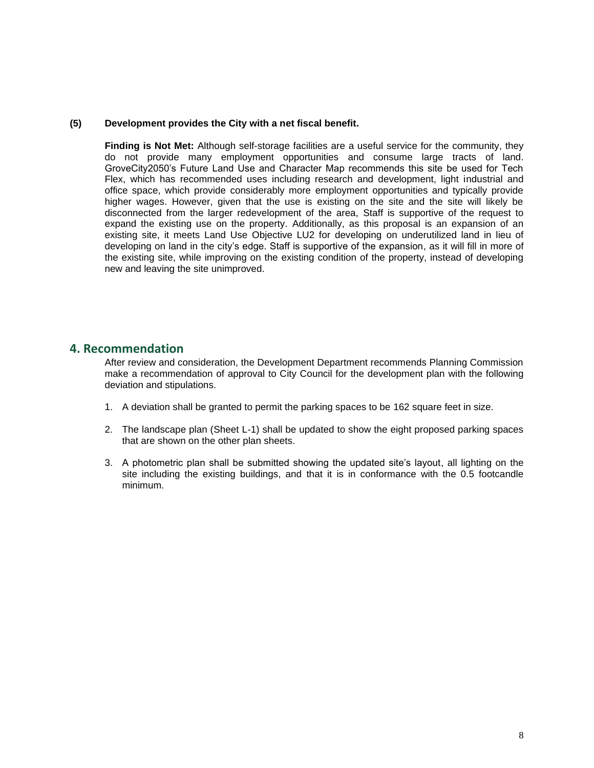**(5) Development provides the City with a net fiscal benefit.**

**Finding is Not Met:** Although self-storage facilities are a useful service for the community, they do not provide many employment opportunities and consume large tracts of land. GroveCity2050's Future Land Use and Character Map recommends this site be used for Tech Flex, which has recommended uses including research and development, light industrial and office space, which provide considerably more employment opportunities and typically provide higher wages. However, given that the use is existing on the site and the site will likely be disconnected from the larger redevelopment of the area, Staff is supportive of the request to expand the existing use on the property. Additionally, as this proposal is an expansion of an existing site, it meets Land Use Objective LU2 for developing on underutilized land in lieu of developing on land in the city's edge. Staff is supportive of the expansion, as it will fill in more of the existing site, while improving on the existing condition of the property, instead of developing new and leaving the site unimproved.

## 4. Recommendation

After review and consideration, the Development Department recommends Planning Commission make a recommendation of approval to City Council for the development plan with the following deviation and stipulations.

1. A deviation shall be granted to permit the parking spaces to be 162 square feet in size.
2. The landscape plan (Sheet L-1) shall be updated to show the eight proposed parking spaces that are shown on the other plan sheets.
3. A photometric plan shall be submitted showing the updated site's layout, all lighting on the site including the existing buildings, and that it is in conformance with the 0.5 footcandle minimum.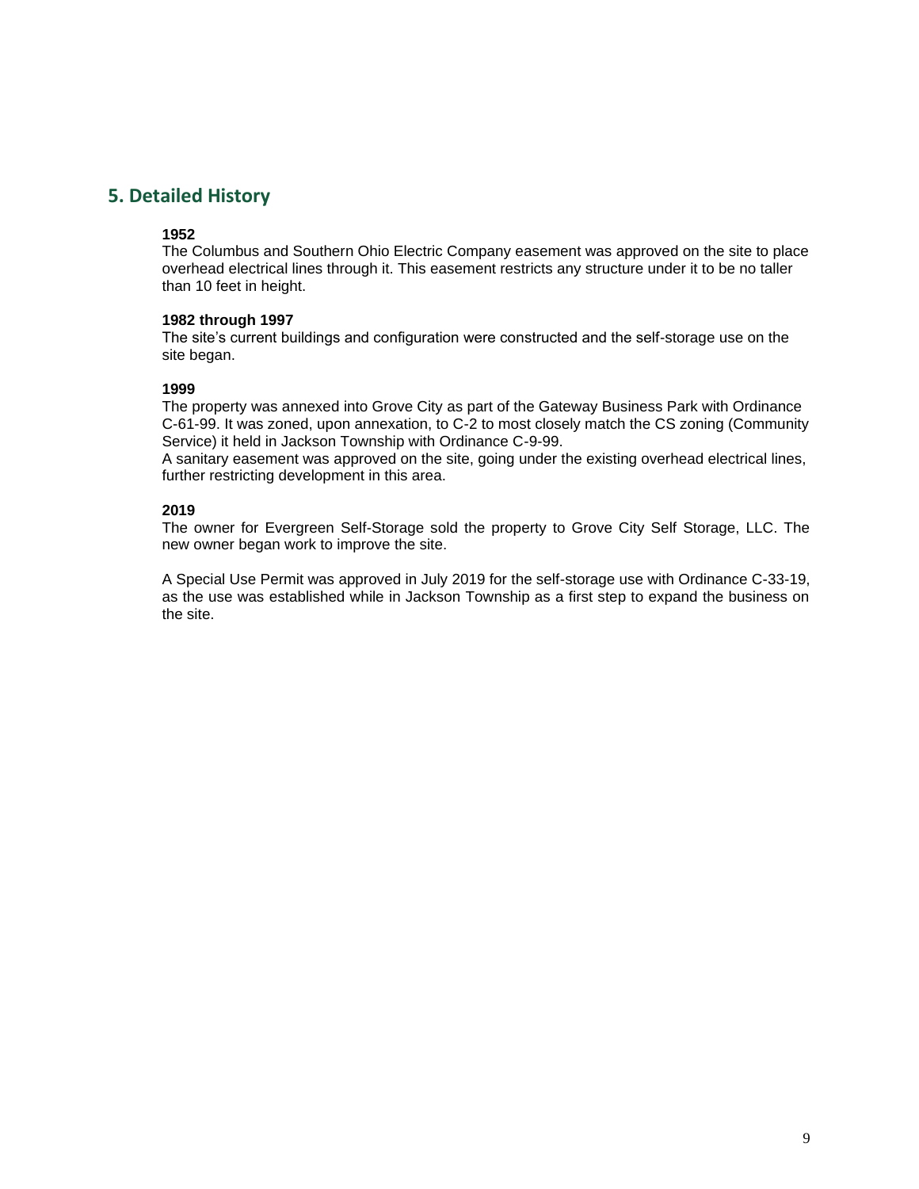## 5. Detailed History

**1952**

The Columbus and Southern Ohio Electric Company easement was approved on the site to place overhead electrical lines through it. This easement restricts any structure under it to be no taller than 10 feet in height.

**1982 through 1997**

The site's current buildings and configuration were constructed and the self-storage use on the site began.

**1999**

The property was annexed into Grove City as part of the Gateway Business Park with Ordinance C-61-99. It was zoned, upon annexation, to C-2 to most closely match the CS zoning (Community Service) it held in Jackson Township with Ordinance C-9-99.

A sanitary easement was approved on the site, going under the existing overhead electrical lines, further restricting development in this area.

**2019**

The owner for Evergreen Self-Storage sold the property to Grove City Self Storage, LLC. The new owner began work to improve the site.

A Special Use Permit was approved in July 2019 for the self-storage use with Ordinance C-33-19, as the use was established while in Jackson Township as a first step to expand the business on the site.